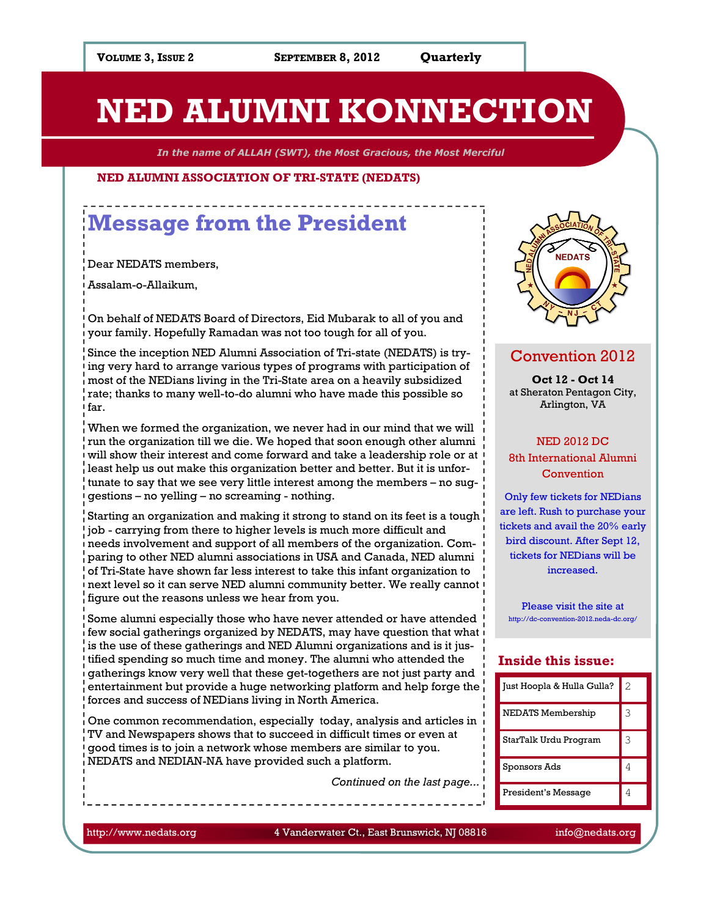**Volume 3, Issue 2** **September 8, 2012** **Quarterly**

# NED ALUMNI KONNECTION

*In the name of ALLAH (SWT), the Most Gracious, the Most Merciful*

**NED ALUMNI ASSOCIATION OF TRI-STATE (NEDATS)**

## Message from the President

Dear NEDATS members,

Assalam-o-Allaikum,

On behalf of NEDATS Board of Directors, Eid Mubarak to all of you and your family. Hopefully Ramadan was not too tough for all of you.

Since the inception NED Alumni Association of Tri-state (NEDATS) is trying very hard to arrange various types of programs with participation of most of the NEDians living in the Tri-State area on a heavily subsidized rate; thanks to many well-to-do alumni who have made this possible so far.

When we formed the organization, we never had in our mind that we will run the organization till we die. We hoped that soon enough other alumni will show their interest and come forward and take a leadership role or at least help us out make this organization better and better. But it is unfortunate to say that we see very little interest among the members – no suggestions – no yelling – no screaming - nothing.

Starting an organization and making it strong to stand on its feet is a tough job - carrying from there to higher levels is much more difficult and needs involvement and support of all members of the organization. Comparing to other NED alumni associations in USA and Canada, NED alumni of Tri-State have shown far less interest to take this infant organization to next level so it can serve NED alumni community better. We really cannot figure out the reasons unless we hear from you.

Some alumni especially those who have never attended or have attended few social gatherings organized by NEDATS, may have question that what is the use of these gatherings and NED Alumni organizations and is it justified spending so much time and money. The alumni who attended the gatherings know very well that these get-togethers are not just party and entertainment but provide a huge networking platform and help forge the forces and success of NEDians living in North America.

One common recommendation, especially today, analysis and articles in TV and Newspapers shows that to succeed in difficult times or even at good times is to join a network whose members are similar to you. NEDATS and NEDIAN-NA have provided such a platform.

*Continued on the last page...*

## Convention 2012

**Oct 12 - Oct 14**
at Sheraton Pentagon City, Arlington, VA

NED 2012 DC
8th International Alumni Convention

Only few tickets for NEDians are left. Rush to purchase your tickets and avail the 20% early bird discount. After Sept 12, tickets for NEDians will be increased.

Please visit the site at
http://dc-convention-2012.neda-dc.org/

## Inside this issue:

| | |
|---|---|
| Just Hoopla & Hulla Gulla? | 2 |
| NEDATS Membership | 3 |
| StarTalk Urdu Program | 3 |
| Sponsors Ads | 4 |
| President's Message | 4 |

http://www.nedats.org | 4 Vanderwater Ct., East Brunswick, NJ 08816 | info@nedats.org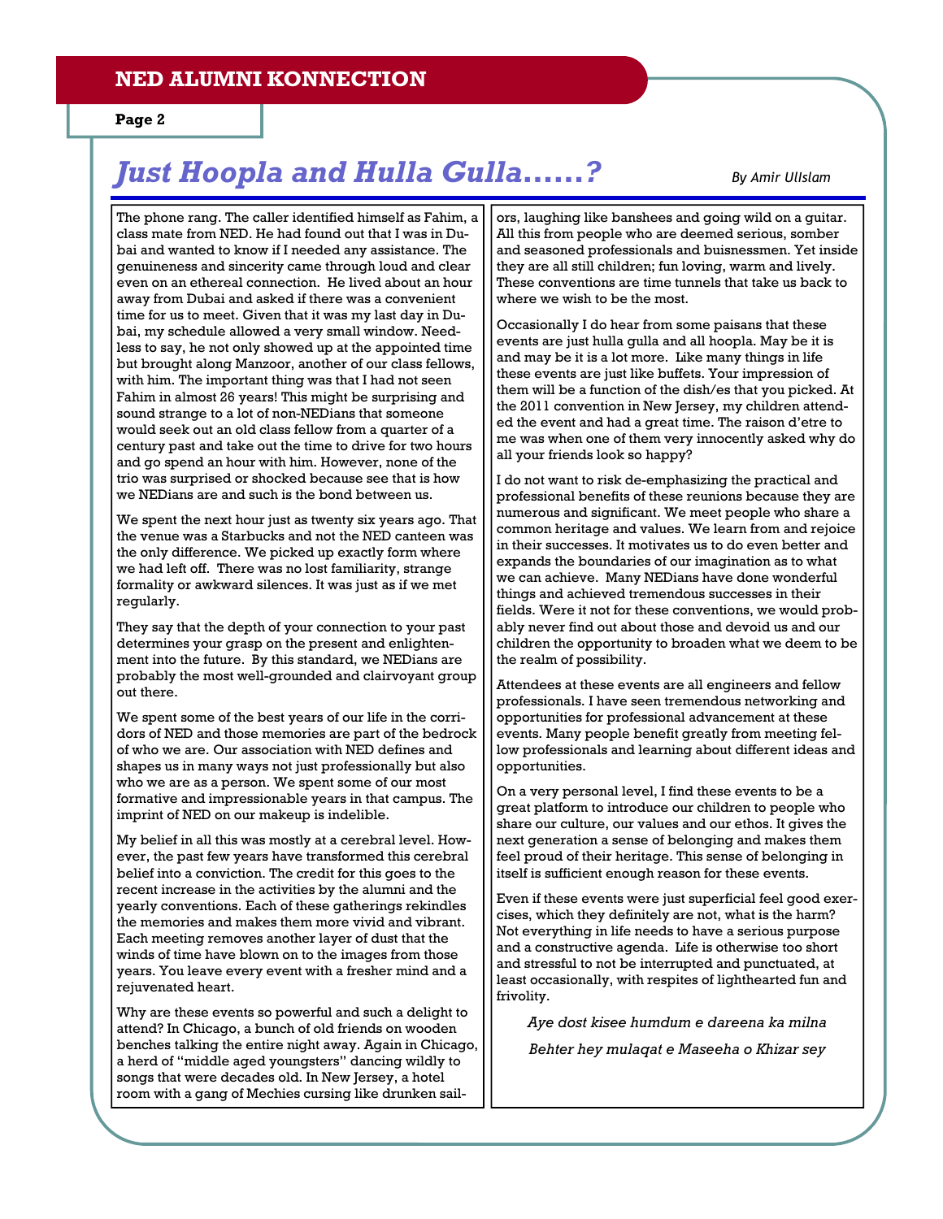# *Just Hoopla and Hulla Gulla......?*

*By Amir UlIslam*

The phone rang. The caller identified himself as Fahim, a class mate from NED. He had found out that I was in Dubai and wanted to know if I needed any assistance. The genuineness and sincerity came through loud and clear even on an ethereal connection. He lived about an hour away from Dubai and asked if there was a convenient time for us to meet. Given that it was my last day in Dubai, my schedule allowed a very small window. Needless to say, he not only showed up at the appointed time but brought along Manzoor, another of our class fellows, with him. The important thing was that I had not seen Fahim in almost 26 years! This might be surprising and sound strange to a lot of non-NEDians that someone would seek out an old class fellow from a quarter of a century past and take out the time to drive for two hours and go spend an hour with him. However, none of the trio was surprised or shocked because see that is how we NEDians are and such is the bond between us.

We spent the next hour just as twenty six years ago. That the venue was a Starbucks and not the NED canteen was the only difference. We picked up exactly form where we had left off. There was no lost familiarity, strange formality or awkward silences. It was just as if we met regularly.

They say that the depth of your connection to your past determines your grasp on the present and enlightenment into the future. By this standard, we NEDians are probably the most well-grounded and clairvoyant group out there.

We spent some of the best years of our life in the corridors of NED and those memories are part of the bedrock of who we are. Our association with NED defines and shapes us in many ways not just professionally but also who we are as a person. We spent some of our most formative and impressionable years in that campus. The imprint of NED on our makeup is indelible.

My belief in all this was mostly at a cerebral level. However, the past few years have transformed this cerebral belief into a conviction. The credit for this goes to the recent increase in the activities by the alumni and the yearly conventions. Each of these gatherings rekindles the memories and makes them more vivid and vibrant. Each meeting removes another layer of dust that the winds of time have blown on to the images from those years. You leave every event with a fresher mind and a rejuvenated heart.

Why are these events so powerful and such a delight to attend? In Chicago, a bunch of old friends on wooden benches talking the entire night away. Again in Chicago, a herd of "middle aged youngsters" dancing wildly to songs that were decades old. In New Jersey, a hotel room with a gang of Mechies cursing like drunken sailors, laughing like banshees and going wild on a guitar. All this from people who are deemed serious, somber and seasoned professionals and buisnessmen. Yet inside they are all still children; fun loving, warm and lively. These conventions are time tunnels that take us back to where we wish to be the most.

Occasionally I do hear from some paisans that these events are just hulla gulla and all hoopla. May be it is and may be it is a lot more. Like many things in life these events are just like buffets. Your impression of them will be a function of the dish/es that you picked. At the 2011 convention in New Jersey, my children attended the event and had a great time. The raison d'etre to me was when one of them very innocently asked why do all your friends look so happy?

I do not want to risk de-emphasizing the practical and professional benefits of these reunions because they are numerous and significant. We meet people who share a common heritage and values. We learn from and rejoice in their successes. It motivates us to do even better and expands the boundaries of our imagination as to what we can achieve. Many NEDians have done wonderful things and achieved tremendous successes in their fields. Were it not for these conventions, we would probably never find out about those and devoid us and our children the opportunity to broaden what we deem to be the realm of possibility.

Attendees at these events are all engineers and fellow professionals. I have seen tremendous networking and opportunities for professional advancement at these events. Many people benefit greatly from meeting fellow professionals and learning about different ideas and opportunities.

On a very personal level, I find these events to be a great platform to introduce our children to people who share our culture, our values and our ethos. It gives the next generation a sense of belonging and makes them feel proud of their heritage. This sense of belonging in itself is sufficient enough reason for these events.

Even if these events were just superficial feel good exercises, which they definitely are not, what is the harm? Not everything in life needs to have a serious purpose and a constructive agenda. Life is otherwise too short and stressful to not be interrupted and punctuated, at least occasionally, with respites of lighthearted fun and frivolity.

*Aye dost kisee humdum e dareena ka milna*

*Behter hey mulaqat e Maseeha o Khizar sey*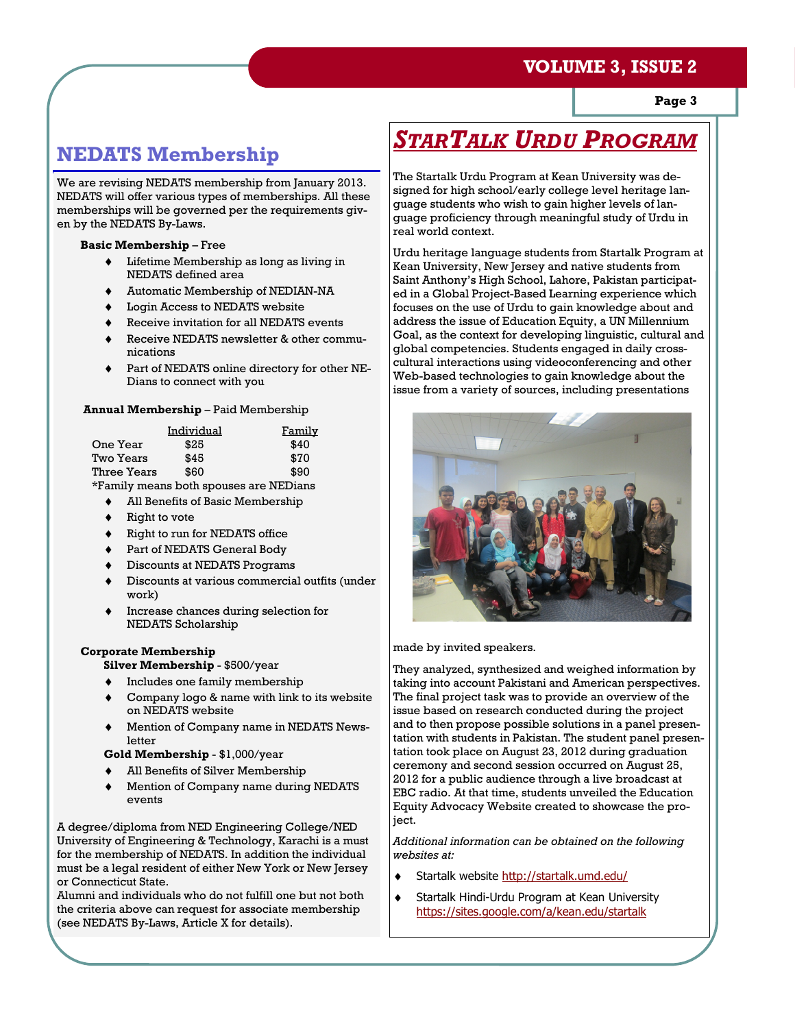## NEDATS Membership

We are revising NEDATS membership from January 2013. NEDATS will offer various types of memberships. All these memberships will be governed per the requirements given by the NEDATS By-Laws.

**Basic Membership** – Free

- Lifetime Membership as long as living in NEDATS defined area
- Automatic Membership of NEDIAN-NA
- Login Access to NEDATS website
- Receive invitation for all NEDATS events
- Receive NEDATS newsletter & other communications
- Part of NEDATS online directory for other NEDians to connect with you

**Annual Membership** – Paid Membership

| | Individual | Family |
|---|---|---|
| One Year | $25 | $40 |
| Two Years | $45 | $70 |
| Three Years | $60 | $90 |

*Family means both spouses are NEDians

- All Benefits of Basic Membership
- Right to vote
- Right to run for NEDATS office
- Part of NEDATS General Body
- Discounts at NEDATS Programs
- Discounts at various commercial outfits (under work)
- Increase chances during selection for NEDATS Scholarship

**Corporate Membership**

**Silver Membership** - $500/year

- Includes one family membership
- Company logo & name with link to its website on NEDATS website
- Mention of Company name in NEDATS Newsletter

**Gold Membership** - $1,000/year

- All Benefits of Silver Membership
- Mention of Company name during NEDATS events

A degree/diploma from NED Engineering College/NED University of Engineering & Technology, Karachi is a must for the membership of NEDATS. In addition the individual must be a legal resident of either New York or New Jersey or Connecticut State.
Alumni and individuals who do not fulfill one but not both the criteria above can request for associate membership (see NEDATS By-Laws, Article X for details).

## *StarTalk Urdu Program*

The Startalk Urdu Program at Kean University was designed for high school/early college level heritage language students who wish to gain higher levels of language proficiency through meaningful study of Urdu in real world context.

Urdu heritage language students from Startalk Program at Kean University, New Jersey and native students from Saint Anthony's High School, Lahore, Pakistan participated in a Global Project-Based Learning experience which focuses on the use of Urdu to gain knowledge about and address the issue of Education Equity, a UN Millennium Goal, as the context for developing linguistic, cultural and global competencies. Students engaged in daily cross-cultural interactions using videoconferencing and other Web-based technologies to gain knowledge about the issue from a variety of sources, including presentations made by invited speakers.

They analyzed, synthesized and weighed information by taking into account Pakistani and American perspectives. The final project task was to provide an overview of the issue based on research conducted during the project and to then propose possible solutions in a panel presentation with students in Pakistan. The student panel presentation took place on August 23, 2012 during graduation ceremony and second session occurred on August 25, 2012 for a public audience through a live broadcast at EBC radio. At that time, students unveiled the Education Equity Advocacy Website created to showcase the project.

*Additional information can be obtained on the following websites at:*

- Startalk website http://startalk.umd.edu/
- Startalk Hindi-Urdu Program at Kean University https://sites.google.com/a/kean.edu/startalk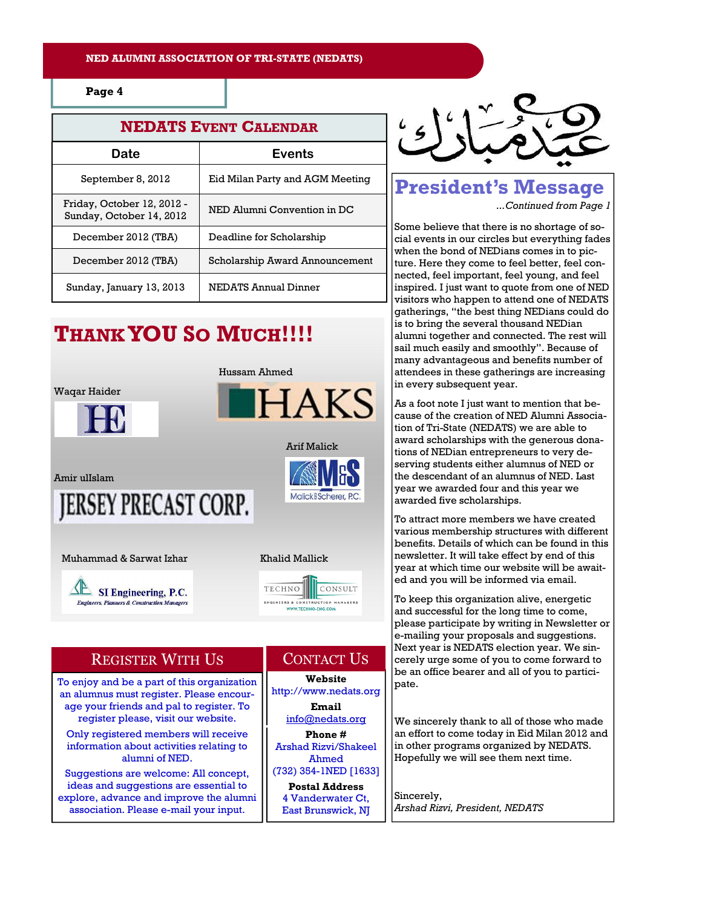## NEDATS Event Calendar

| Date | Events |
|---|---|
| September 8, 2012 | Eid Milan Party and AGM Meeting |
| Friday, October 12, 2012 - Sunday, October 14, 2012 | NED Alumni Convention in DC |
| December 2012 (TBA) | Deadline for Scholarship |
| December 2012 (TBA) | Scholarship Award Announcement |
| Sunday, January 13, 2013 | NEDATS Annual Dinner |

## Thank YOU So Much!!!!

Waqar Haider

Hussam Ahmed

HAKS

Arif Malick

M&S Malick&Scherer, P.C.

Amir ulIslam

JERSEY PRECAST CORP.

Muhammad & Sarwat Izhar

SI Engineering, P.C. Engineers, Planners & Construction Managers

Khalid Mallick

TECHNO CONSULT ENGINEERS & CONSTRUCTION MANAGERS WWW.TECHNO-ENG.COM

## Register With Us

To enjoy and be a part of this organization an alumnus must register. Please encourage your friends and pal to register. To register please, visit our website.

Only registered members will receive information about activities relating to alumni of NED.

Suggestions are welcome: All concept, ideas and suggestions are essential to explore, advance and improve the alumni association. Please e-mail your input.

## Contact Us

**Website**
http://www.nedats.org

**Email**
info@nedats.org

**Phone #**
Arshad Rizvi/Shakeel Ahmed
(732) 354-1NED [1633]

**Postal Address**
4 Vanderwater Ct, East Brunswick, NJ

عيد مبارك

## President's Message

*...Continued from Page 1*

Some believe that there is no shortage of social events in our circles but everything fades when the bond of NEDians comes in to picture. Here they come to feel better, feel connected, feel important, feel young, and feel inspired. I just want to quote from one of NED visitors who happen to attend one of NEDATS gatherings, "the best thing NEDians could do is to bring the several thousand NEDian alumni together and connected. The rest will sail much easily and smoothly". Because of many advantageous and benefits number of attendees in these gatherings are increasing in every subsequent year.

As a foot note I just want to mention that because of the creation of NED Alumni Association of Tri-State (NEDATS) we are able to award scholarships with the generous donations of NEDian entrepreneurs to very deserving students either alumnus of NED or the descendant of an alumnus of NED. Last year we awarded four and this year we awarded five scholarships.

To attract more members we have created various membership structures with different benefits. Details of which can be found in this newsletter. It will take effect by end of this year at which time our website will be awaited and you will be informed via email.

To keep this organization alive, energetic and successful for the long time to come, please participate by writing in Newsletter or e-mailing your proposals and suggestions. Next year is NEDATS election year. We sincerely urge some of you to come forward to be an office bearer and all of you to participate.

We sincerely thank to all of those who made an effort to come today in Eid Milan 2012 and in other programs organized by NEDATS. Hopefully we will see them next time.

Sincerely,
*Arshad Rizvi, President, NEDATS*